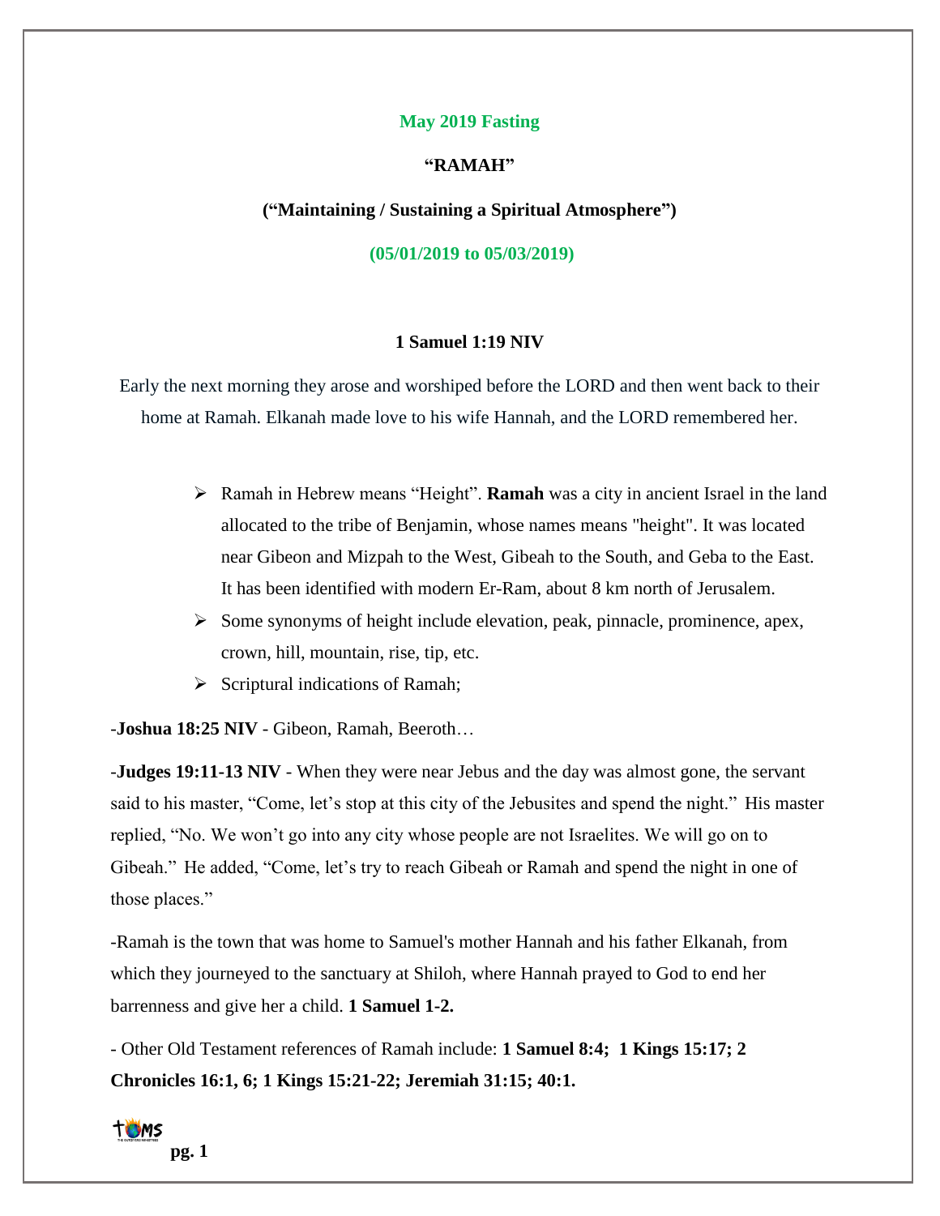**May 2019 Fasting**

**"RAMAH"**

**("Maintaining / Sustaining a Spiritual Atmosphere")**

**(05/01/2019 to 05/03/2019)**

**1 Samuel 1:19 NIV**

Early the next morning they arose and worshiped before the LORD and then went back to their home at Ramah. Elkanah made love to his wife Hannah, and the LORD remembered her.

- Ramah in Hebrew means "Height". **Ramah** was a city in ancient Israel in the land allocated to the tribe of Benjamin, whose names means "height". It was located near Gibeon and Mizpah to the West, Gibeah to the South, and Geba to the East. It has been identified with modern Er-Ram, about 8 km north of Jerusalem.
- Some synonyms of height include elevation, peak, pinnacle, prominence, apex, crown, hill, mountain, rise, tip, etc.
- Scriptural indications of Ramah;

-**Joshua 18:25 NIV** - Gibeon, Ramah, Beeroth…

-**Judges 19:11-13 NIV** - When they were near Jebus and the day was almost gone, the servant said to his master, "Come, let's stop at this city of the Jebusites and spend the night." His master replied, "No. We won't go into any city whose people are not Israelites. We will go on to Gibeah." He added, "Come, let's try to reach Gibeah or Ramah and spend the night in one of those places."

-Ramah is the town that was home to Samuel's mother Hannah and his father Elkanah, from which they journeyed to the sanctuary at Shiloh, where Hannah prayed to God to end her barrenness and give her a child. **1 Samuel 1-2.**

- Other Old Testament references of Ramah include: **1 Samuel 8:4; 1 Kings 15:17; 2 Chronicles 16:1, 6; 1 Kings 15:21-22; Jeremiah 31:15; 40:1.**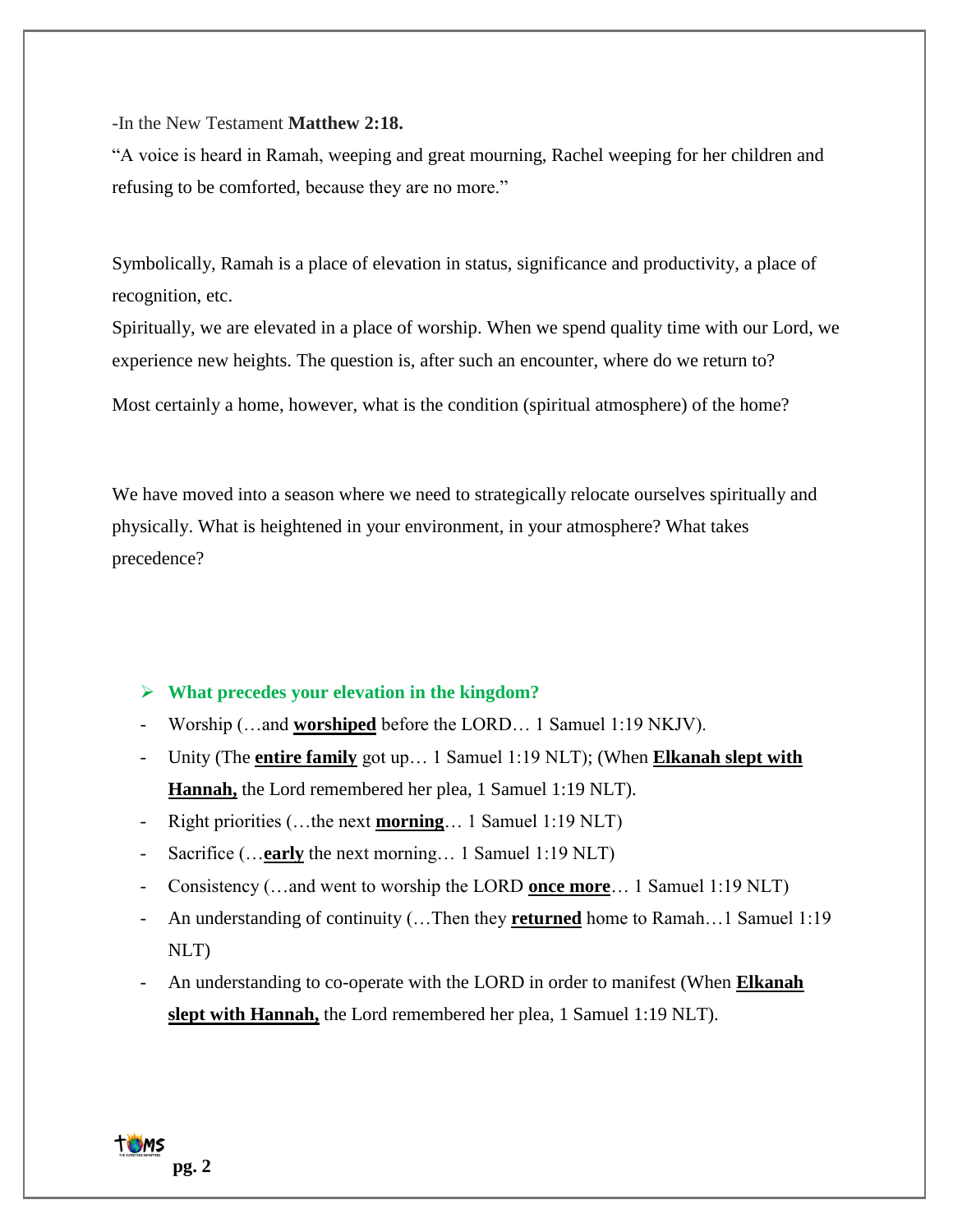-In the New Testament **Matthew 2:18.**

"A voice is heard in Ramah, weeping and great mourning, Rachel weeping for her children and refusing to be comforted, because they are no more."

Symbolically, Ramah is a place of elevation in status, significance and productivity, a place of recognition, etc.

Spiritually, we are elevated in a place of worship. When we spend quality time with our Lord, we experience new heights. The question is, after such an encounter, where do we return to?

Most certainly a home, however, what is the condition (spiritual atmosphere) of the home?

We have moved into a season where we need to strategically relocate ourselves spiritually and physically. What is heightened in your environment, in your atmosphere? What takes precedence?

- **What precedes your elevation in the kingdom?**

- Worship (…and **worshiped** before the LORD… 1 Samuel 1:19 NKJV).
- Unity (The **entire family** got up… 1 Samuel 1:19 NLT); (When **Elkanah slept with Hannah,** the Lord remembered her plea, 1 Samuel 1:19 NLT).
- Right priorities (…the next **morning**… 1 Samuel 1:19 NLT)
- Sacrifice (…**early** the next morning… 1 Samuel 1:19 NLT)
- Consistency (…and went to worship the LORD **once more**… 1 Samuel 1:19 NLT)
- An understanding of continuity (…Then they **returned** home to Ramah…1 Samuel 1:19 NLT)
- An understanding to co-operate with the LORD in order to manifest (When **Elkanah slept with Hannah,** the Lord remembered her plea, 1 Samuel 1:19 NLT).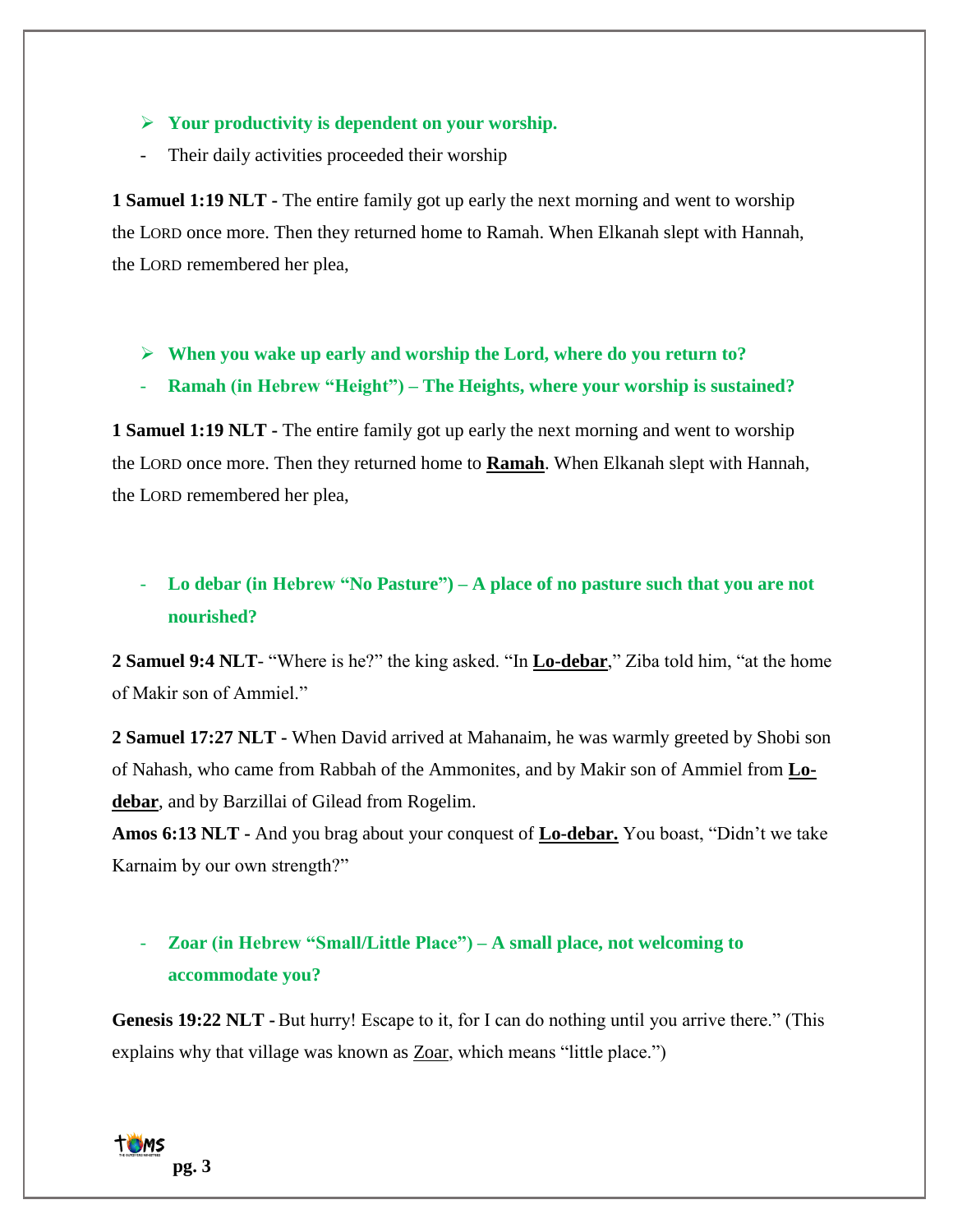- **Your productivity is dependent on your worship.**
- Their daily activities proceeded their worship

**1 Samuel 1:19 NLT -** The entire family got up early the next morning and went to worship the LORD once more. Then they returned home to Ramah. When Elkanah slept with Hannah, the LORD remembered her plea,

- **When you wake up early and worship the Lord, where do you return to?**
- **Ramah (in Hebrew "Height") – The Heights, where your worship is sustained?**

**1 Samuel 1:19 NLT -** The entire family got up early the next morning and went to worship the LORD once more. Then they returned home to **Ramah**. When Elkanah slept with Hannah, the LORD remembered her plea,

- **Lo debar (in Hebrew "No Pasture") – A place of no pasture such that you are not nourished?**

**2 Samuel 9:4 NLT**- "Where is he?" the king asked. "In **Lo-debar**," Ziba told him, "at the home of Makir son of Ammiel."

**2 Samuel 17:27 NLT -** When David arrived at Mahanaim, he was warmly greeted by Shobi son of Nahash, who came from Rabbah of the Ammonites, and by Makir son of Ammiel from **Lo-debar**, and by Barzillai of Gilead from Rogelim.

**Amos 6:13 NLT -** And you brag about your conquest of **Lo-debar.** You boast, "Didn't we take Karnaim by our own strength?"

- **Zoar (in Hebrew "Small/Little Place") – A small place, not welcoming to accommodate you?**

**Genesis 19:22 NLT -** But hurry! Escape to it, for I can do nothing until you arrive there." (This explains why that village was known as Zoar, which means "little place.")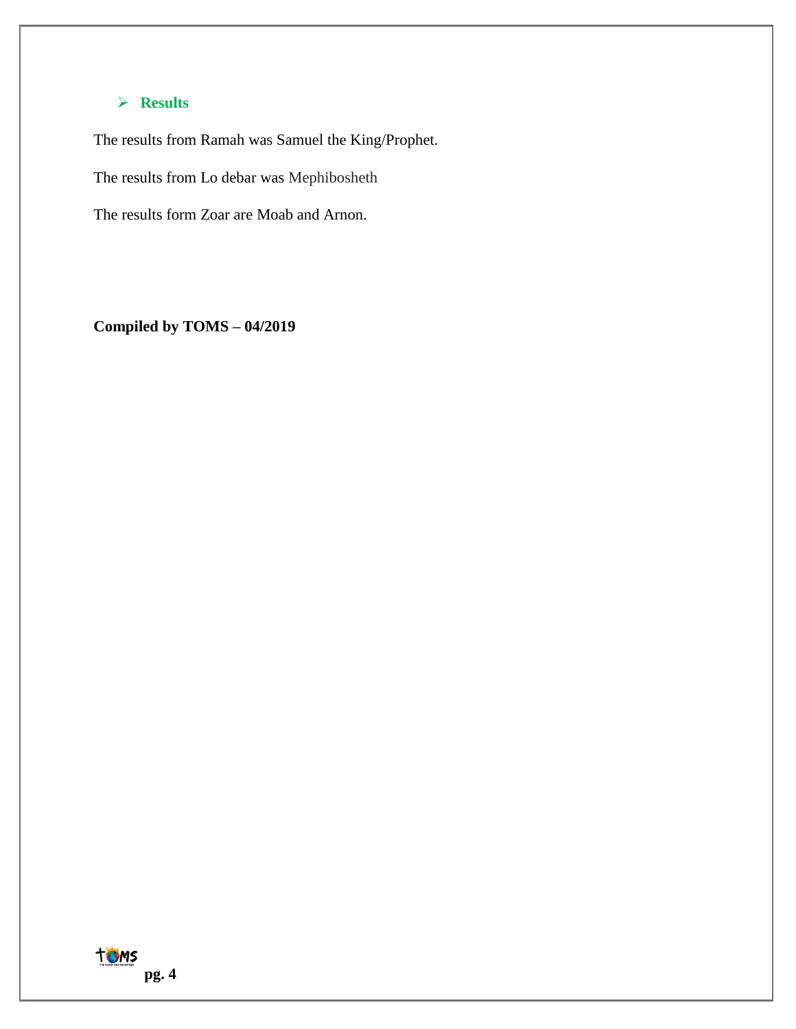- **Results**

The results from Ramah was Samuel the King/Prophet.

The results from Lo debar was Mephibosheth

The results form Zoar are Moab and Arnon.

**Compiled by TOMS – 04/2019**